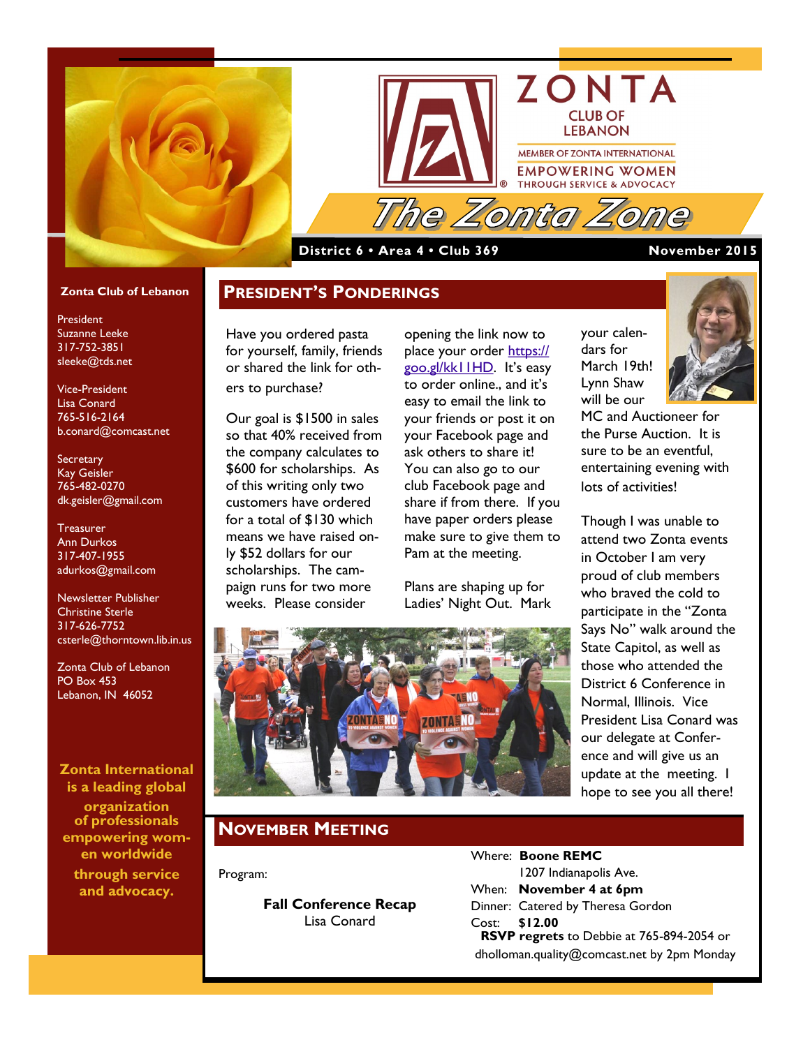# ZONTA CLUB OF LEBANON

MEMBER OF ZONTA INTERNATIONAL

EMPOWERING WOMEN THROUGH SERVICE & ADVOCACY

# The Zonta Zone

**District 6 • Area 4 • Club 369** **November 2015**

**Zonta Club of Lebanon**

President
Suzanne Leeke
317-752-3851
sleeke@tds.net

Vice-President
Lisa Conard
765-516-2164
b.conard@comcast.net

Secretary
Kay Geisler
765-482-0270
dk.geisler@gmail.com

Treasurer
Ann Durkos
317-407-1955
adurkos@gmail.com

Newsletter Publisher
Christine Sterle
317-626-7752
csterle@thorntown.lib.in.us

Zonta Club of Lebanon
PO Box 453
Lebanon, IN 46052

**Zonta International is a leading global organization of professionals empowering women worldwide through service and advocacy.**

## PRESIDENT'S PONDERINGS

Have you ordered pasta for yourself, family, friends or shared the link for others to purchase?

Our goal is $1500 in sales so that 40% received from the company calculates to $600 for scholarships. As of this writing only two customers have ordered for a total of $130 which means we have raised only $52 dollars for our scholarships. The campaign runs for two more weeks. Please consider opening the link now to place your order https://goo.gl/kk1IHD. It's easy to order online., and it's easy to email the link to your friends or post it on your Facebook page and ask others to share it! You can also go to our club Facebook page and share if from there. If you have paper orders please make sure to give them to Pam at the meeting.

Plans are shaping up for Ladies' Night Out. Mark your calendars for March 19th! Lynn Shaw will be our MC and Auctioneer for the Purse Auction. It is sure to be an eventful, entertaining evening with lots of activities!

Though I was unable to attend two Zonta events in October I am very proud of club members who braved the cold to participate in the "Zonta Says No" walk around the State Capitol, as well as those who attended the District 6 Conference in Normal, Illinois. Vice President Lisa Conard was our delegate at Conference and will give us an update at the meeting. I hope to see you all there!

## NOVEMBER MEETING

Program:

**Fall Conference Recap**
Lisa Conard

Where: **Boone REMC**
1207 Indianapolis Ave.
When: **November 4 at 6pm**
Dinner: Catered by Theresa Gordon
Cost: **$12.00**
**RSVP regrets** to Debbie at 765-894-2054 or dholloman.quality@comcast.net by 2pm Monday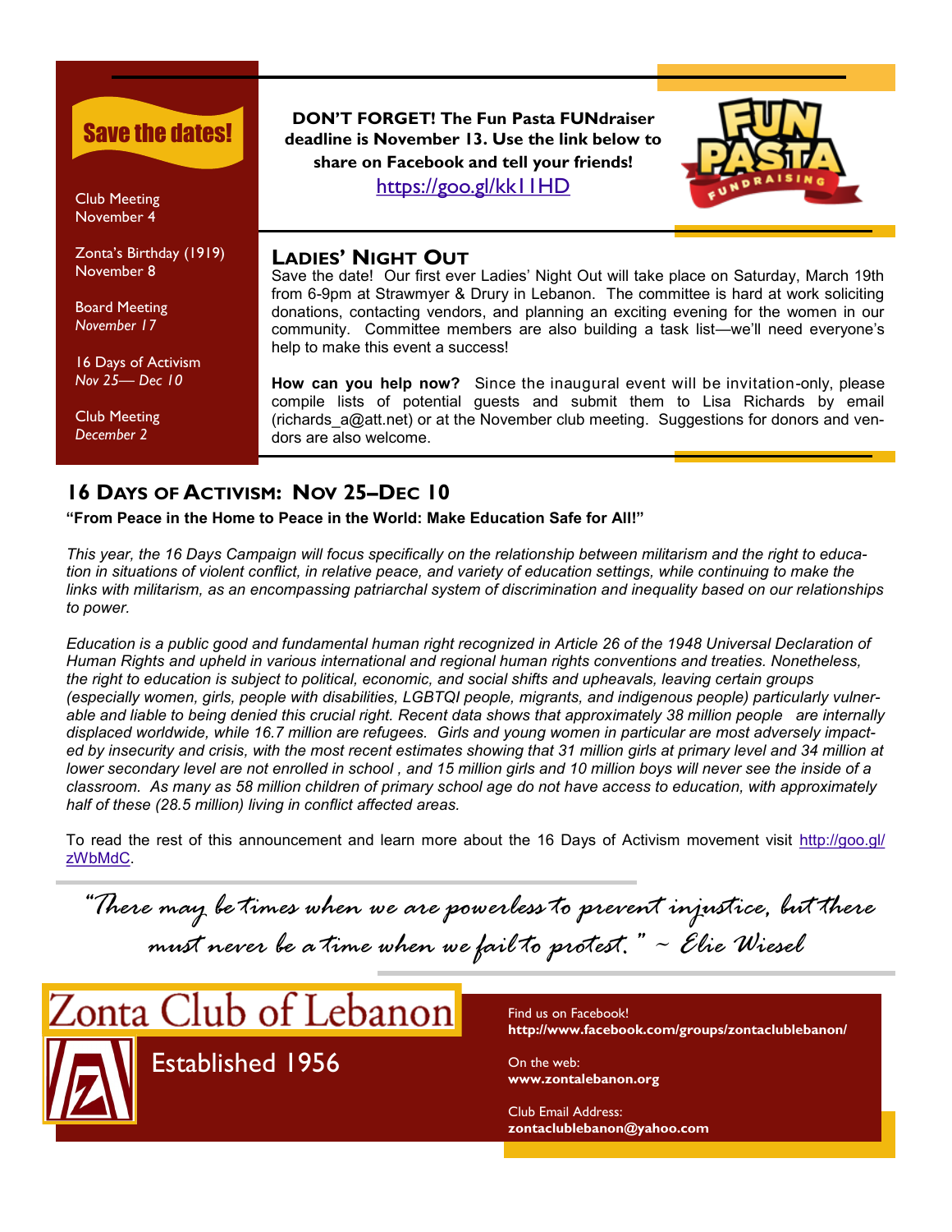## Save the dates!

Club Meeting
November 4

Zonta's Birthday (1919)
November 8

Board Meeting
*November 17*

16 Days of Activism
*Nov 25— Dec 10*

Club Meeting
*December 2*

**DON'T FORGET! The Fun Pasta FUNdraiser deadline is November 13. Use the link below to share on Facebook and tell your friends!**

https://goo.gl/kk1IHD

FUN PASTA FUNDRAISING

## Ladies' Night Out

Save the date! Our first ever Ladies' Night Out will take place on Saturday, March 19th from 6-9pm at Strawmyer & Drury in Lebanon. The committee is hard at work soliciting donations, contacting vendors, and planning an exciting evening for the women in our community. Committee members are also building a task list—we'll need everyone's help to make this event a success!

**How can you help now?** Since the inaugural event will be invitation-only, please compile lists of potential guests and submit them to Lisa Richards by email (richards_a@att.net) or at the November club meeting. Suggestions for donors and vendors are also welcome.

## 16 Days of Activism: Nov 25–Dec 10

**"From Peace in the Home to Peace in the World: Make Education Safe for All!"**

*This year, the 16 Days Campaign will focus specifically on the relationship between militarism and the right to education in situations of violent conflict, in relative peace, and variety of education settings, while continuing to make the links with militarism, as an encompassing patriarchal system of discrimination and inequality based on our relationships to power.*

*Education is a public good and fundamental human right recognized in Article 26 of the 1948 Universal Declaration of Human Rights and upheld in various international and regional human rights conventions and treaties. Nonetheless, the right to education is subject to political, economic, and social shifts and upheavals, leaving certain groups (especially women, girls, people with disabilities, LGBTQI people, migrants, and indigenous people) particularly vulnerable and liable to being denied this crucial right. Recent data shows that approximately 38 million people are internally displaced worldwide, while 16.7 million are refugees. Girls and young women in particular are most adversely impacted by insecurity and crisis, with the most recent estimates showing that 31 million girls at primary level and 34 million at lower secondary level are not enrolled in school , and 15 million girls and 10 million boys will never see the inside of a classroom. As many as 58 million children of primary school age do not have access to education, with approximately half of these (28.5 million) living in conflict affected areas.*

To read the rest of this announcement and learn more about the 16 Days of Activism movement visit http://goo.gl/zWbMdC.

*"There may be times when we are powerless to prevent injustice, but there must never be a time when we fail to protest." ~ Elie Wiesel*

# Zonta Club of Lebanon

Established 1956

Find us on Facebook!
**http://www.facebook.com/groups/zontaclublebanon/**

On the web:
**www.zontalebanon.org**

Club Email Address:
**zontaclublebanon@yahoo.com**